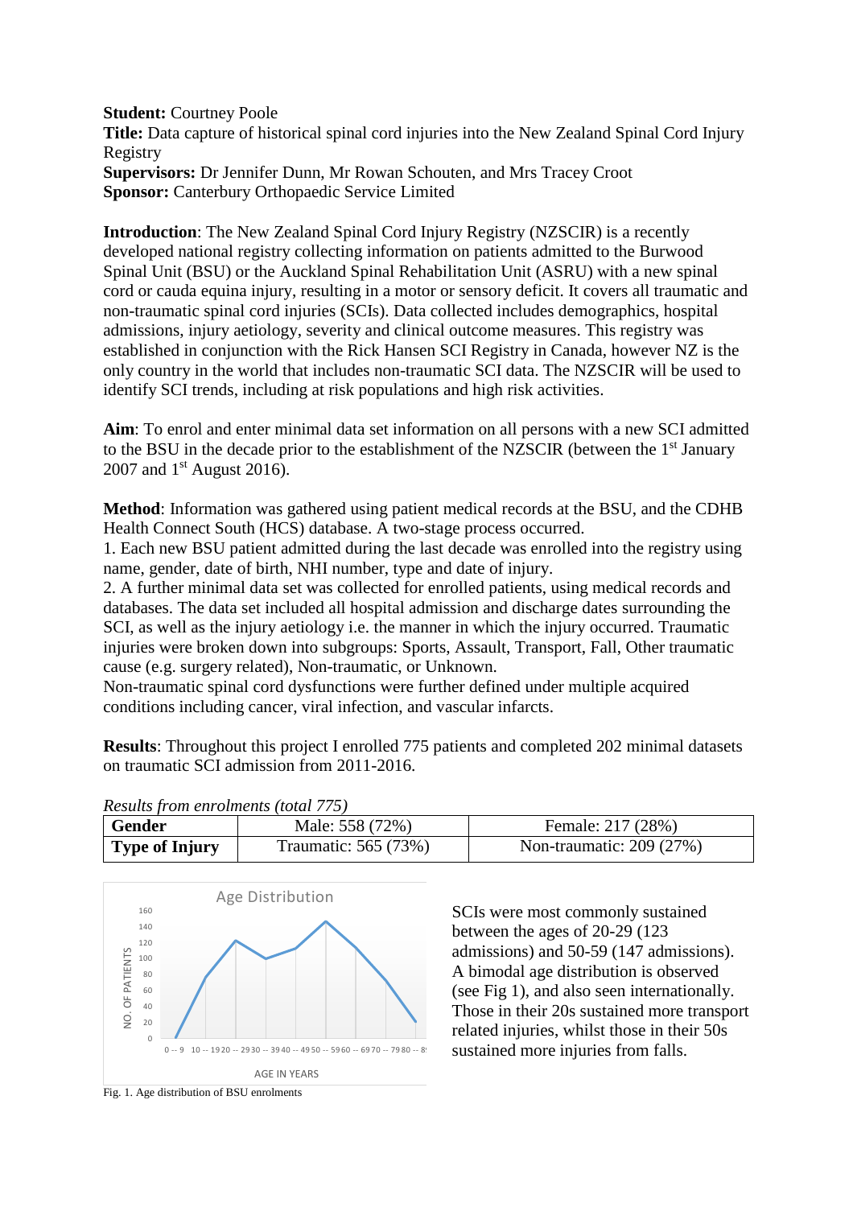**Student:** Courtney Poole
**Title:** Data capture of historical spinal cord injuries into the New Zealand Spinal Cord Injury Registry
**Supervisors:** Dr Jennifer Dunn, Mr Rowan Schouten, and Mrs Tracey Croot
**Sponsor:** Canterbury Orthopaedic Service Limited

**Introduction**: The New Zealand Spinal Cord Injury Registry (NZSCIR) is a recently developed national registry collecting information on patients admitted to the Burwood Spinal Unit (BSU) or the Auckland Spinal Rehabilitation Unit (ASRU) with a new spinal cord or cauda equina injury, resulting in a motor or sensory deficit. It covers all traumatic and non-traumatic spinal cord injuries (SCIs). Data collected includes demographics, hospital admissions, injury aetiology, severity and clinical outcome measures. This registry was established in conjunction with the Rick Hansen SCI Registry in Canada, however NZ is the only country in the world that includes non-traumatic SCI data. The NZSCIR will be used to identify SCI trends, including at risk populations and high risk activities.

**Aim**: To enrol and enter minimal data set information on all persons with a new SCI admitted to the BSU in the decade prior to the establishment of the NZSCIR (between the 1st January 2007 and 1st August 2016).

**Method**: Information was gathered using patient medical records at the BSU, and the CDHB Health Connect South (HCS) database. A two-stage process occurred.
1. Each new BSU patient admitted during the last decade was enrolled into the registry using name, gender, date of birth, NHI number, type and date of injury.
2. A further minimal data set was collected for enrolled patients, using medical records and databases. The data set included all hospital admission and discharge dates surrounding the SCI, as well as the injury aetiology i.e. the manner in which the injury occurred. Traumatic injuries were broken down into subgroups: Sports, Assault, Transport, Fall, Other traumatic cause (e.g. surgery related), Non-traumatic, or Unknown.
Non-traumatic spinal cord dysfunctions were further defined under multiple acquired conditions including cancer, viral infection, and vascular infarcts.

**Results**: Throughout this project I enrolled 775 patients and completed 202 minimal datasets on traumatic SCI admission from 2011-2016.

*Results from enrolments (total 775)*

| | | |
|---|---|---|
| **Gender** | Male: 558 (72%) | Female: 217 (28%) |
| **Type of Injury** | Traumatic: 565 (73%) | Non-traumatic: 209 (27%) |

Fig. 1. Age distribution of BSU enrolments

SCIs were most commonly sustained between the ages of 20-29 (123 admissions) and 50-59 (147 admissions). A bimodal age distribution is observed (see Fig 1), and also seen internationally. Those in their 20s sustained more transport related injuries, whilst those in their 50s sustained more injuries from falls.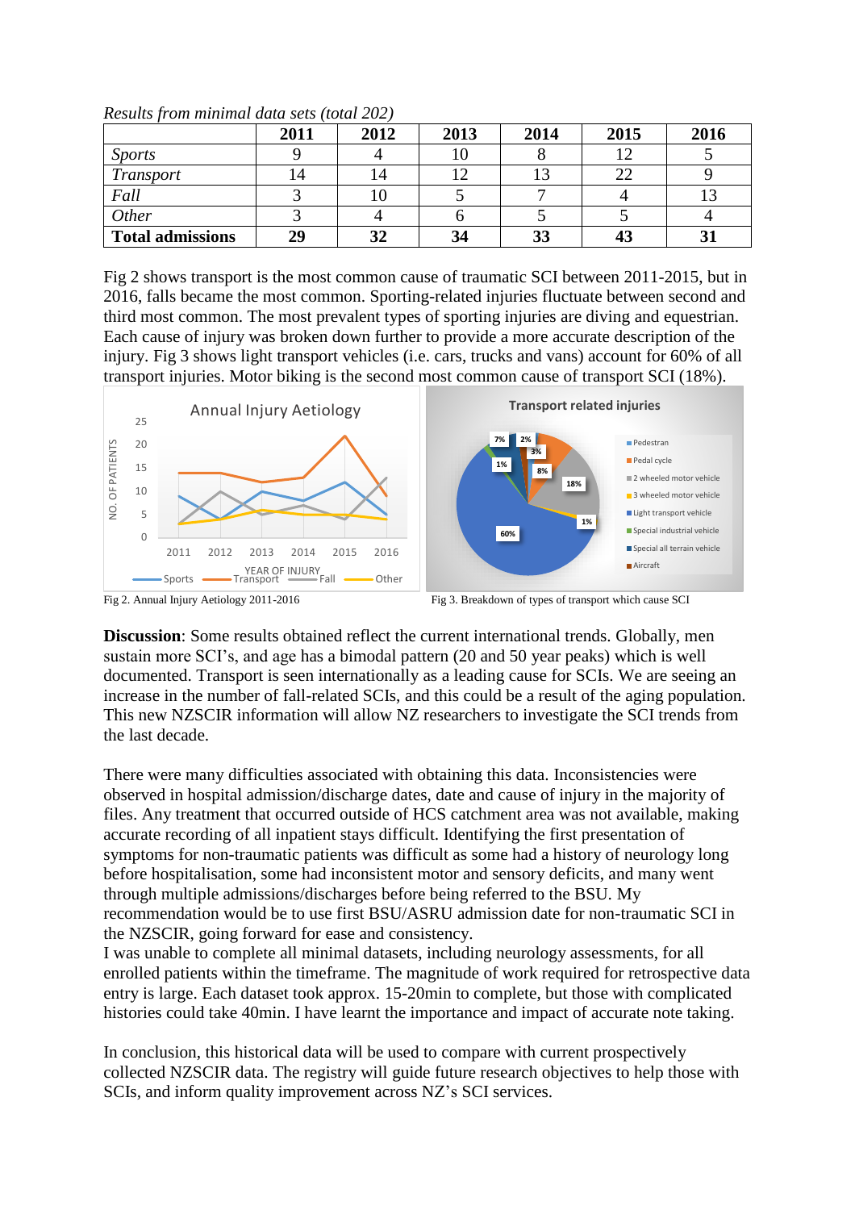*Results from minimal data sets (total 202)*

| | 2011 | 2012 | 2013 | 2014 | 2015 | 2016 |
|---|---|---|---|---|---|---|
| *Sports* | 9 | 4 | 10 | 8 | 12 | 5 |
| *Transport* | 14 | 14 | 12 | 13 | 22 | 9 |
| *Fall* | 3 | 10 | 5 | 7 | 4 | 13 |
| *Other* | 3 | 4 | 6 | 5 | 5 | 4 |
| **Total admissions** | **29** | **32** | **34** | **33** | **43** | **31** |

Fig 2 shows transport is the most common cause of traumatic SCI between 2011-2015, but in 2016, falls became the most common. Sporting-related injuries fluctuate between second and third most common. The most prevalent types of sporting injuries are diving and equestrian. Each cause of injury was broken down further to provide a more accurate description of the injury. Fig 3 shows light transport vehicles (i.e. cars, trucks and vans) account for 60% of all transport injuries. Motor biking is the second most common cause of transport SCI (18%).

Annual Injury Aetiology

25
20
15
10
5
0

NO. OF PATIENTS

2011 2012 2013 2014 2015 2016

YEAR OF INJURY

Sports Transport Fall Other

Fig 2. Annual Injury Aetiology 2011-2016

Transport related injuries

7% 2% 3% 1% 8% 18% 1% 60%

Pedestrian
Pedal cycle
2 wheeled motor vehicle
3 wheeled motor vehicle
Light transport vehicle
Special industrial vehicle
Special all terrain vehicle
Aircraft

Fig 3. Breakdown of types of transport which cause SCI

**Discussion**: Some results obtained reflect the current international trends. Globally, men sustain more SCI's, and age has a bimodal pattern (20 and 50 year peaks) which is well documented. Transport is seen internationally as a leading cause for SCIs. We are seeing an increase in the number of fall-related SCIs, and this could be a result of the aging population. This new NZSCIR information will allow NZ researchers to investigate the SCI trends from the last decade.

There were many difficulties associated with obtaining this data. Inconsistencies were observed in hospital admission/discharge dates, date and cause of injury in the majority of files. Any treatment that occurred outside of HCS catchment area was not available, making accurate recording of all inpatient stays difficult. Identifying the first presentation of symptoms for non-traumatic patients was difficult as some had a history of neurology long before hospitalisation, some had inconsistent motor and sensory deficits, and many went through multiple admissions/discharges before being referred to the BSU. My recommendation would be to use first BSU/ASRU admission date for non-traumatic SCI in the NZSCIR, going forward for ease and consistency.
I was unable to complete all minimal datasets, including neurology assessments, for all enrolled patients within the timeframe. The magnitude of work required for retrospective data entry is large. Each dataset took approx. 15-20min to complete, but those with complicated histories could take 40min. I have learnt the importance and impact of accurate note taking.

In conclusion, this historical data will be used to compare with current prospectively collected NZSCIR data. The registry will guide future research objectives to help those with SCIs, and inform quality improvement across NZ's SCI services.